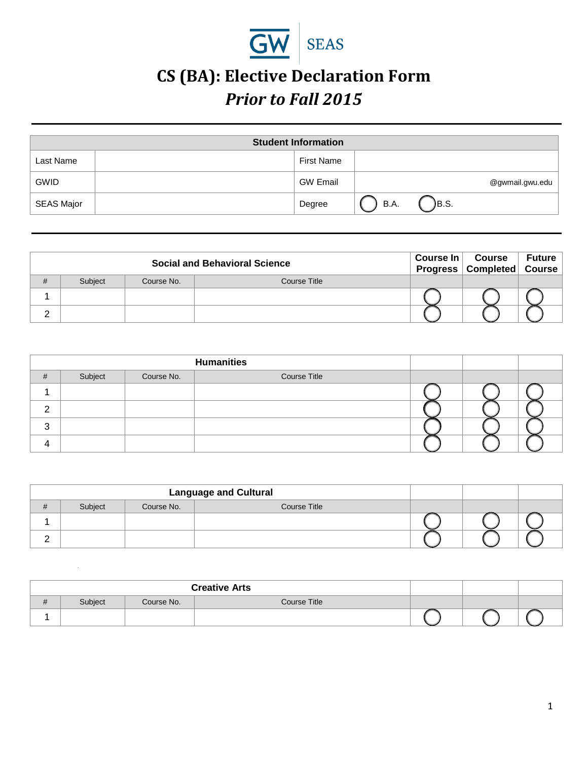GW SEAS

# CS (BA): Elective Declaration Form

## *Prior to Fall 2015*

---

| Student Information | | | |
|---|---|---|---|
| Last Name | | First Name | |
| GWID | | GW Email | @gwmail.gwu.edu |
| SEAS Major | | Degree | ◯ B.A. ◯ B.S. |

---

| Social and Behavioral Science | | | | Course In Progress | Course Completed | Future Course |
|---|---|---|---|---|---|---|
| # | Subject | Course No. | Course Title | | | |
| 1 | | | | ◯ | ◯ | ◯ |
| 2 | | | | ◯ | ◯ | ◯ |

| Humanities | | | | | | |
|---|---|---|---|---|---|---|
| # | Subject | Course No. | Course Title | | | |
| 1 | | | | ◯ | ◯ | ◯ |
| 2 | | | | ◯ | ◯ | ◯ |
| 3 | | | | ◯ | ◯ | ◯ |
| 4 | | | | ◯ | ◯ | ◯ |

| Language and Cultural | | | | | | |
|---|---|---|---|---|---|---|
| # | Subject | Course No. | Course Title | | | |
| 1 | | | | ◯ | ◯ | ◯ |
| 2 | | | | ◯ | ◯ | ◯ |

| Creative Arts | | | | | | |
|---|---|---|---|---|---|---|
| # | Subject | Course No. | Course Title | | | |
| 1 | | | | ◯ | ◯ | ◯ |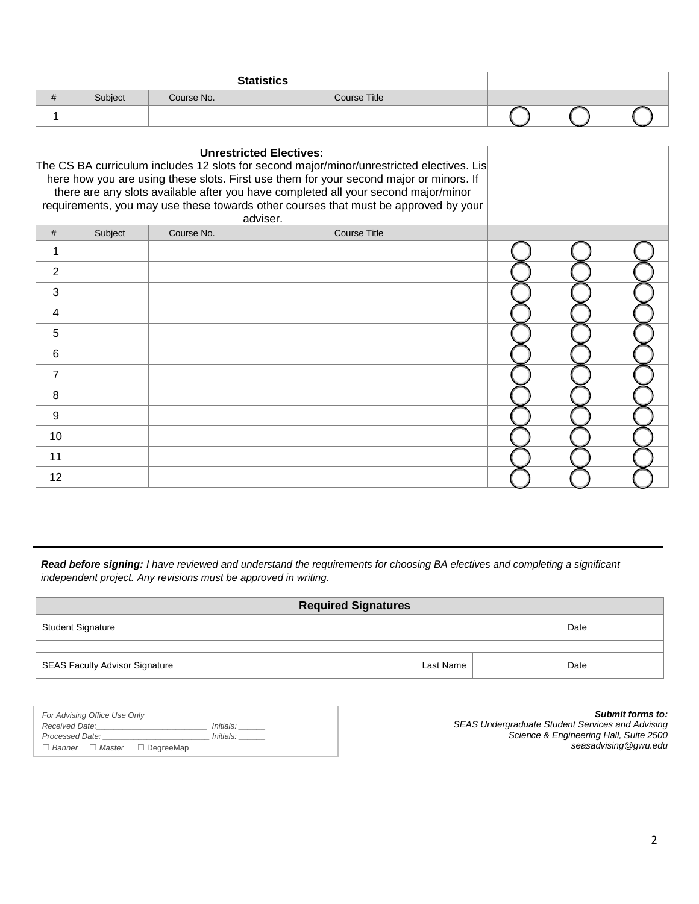| Statistics | | | | | | |
|---|---|---|---|---|---|---|
| # | Subject | Course No. | Course Title | | | |
| 1 | | | | ◯ | ◯ | ◯ |

| Unrestricted Electives: The CS BA curriculum includes 12 slots for second major/minor/unrestricted electives. List here how you are using these slots. First use them for your second major or minors. If there are any slots available after you have completed all your second major/minor requirements, you may use these towards other courses that must be approved by your adviser. | | | | | | |
|---|---|---|---|---|---|---|
| # | Subject | Course No. | Course Title | | | |
| 1 | | | | ◯ | ◯ | ◯ |
| 2 | | | | ◯ | ◯ | ◯ |
| 3 | | | | ◯ | ◯ | ◯ |
| 4 | | | | ◯ | ◯ | ◯ |
| 5 | | | | ◯ | ◯ | ◯ |
| 6 | | | | ◯ | ◯ | ◯ |
| 7 | | | | ◯ | ◯ | ◯ |
| 8 | | | | ◯ | ◯ | ◯ |
| 9 | | | | ◯ | ◯ | ◯ |
| 10 | | | | ◯ | ◯ | ◯ |
| 11 | | | | ◯ | ◯ | ◯ |
| 12 | | | | ◯ | ◯ | ◯ |

***Read before signing:*** *I have reviewed and understand the requirements for choosing BA electives and completing a significant independent project. Any revisions must be approved in writing.*

| Required Signatures | | | | | |
|---|---|---|---|---|---|
| Student Signature | | | | Date | |
| | | | | | |
| SEAS Faculty Advisor Signature | | Last Name | | Date | |

*For Advising Office Use Only*
*Received Date:\_\_\_\_\_\_\_\_\_\_\_\_\_\_\_\_\_\_\_\_\_\_\_\_ Initials: \_\_\_\_\_\_*
*Processed Date: \_\_\_\_\_\_\_\_\_\_\_\_\_\_\_\_\_\_\_\_\_\_\_ Initials: \_\_\_\_\_\_*
☐ *Banner* ☐ *Master* ☐ DegreeMap

***Submit forms to:***
*SEAS Undergraduate Student Services and Advising*
*Science & Engineering Hall, Suite 2500*
*seasadvising@gwu.edu*